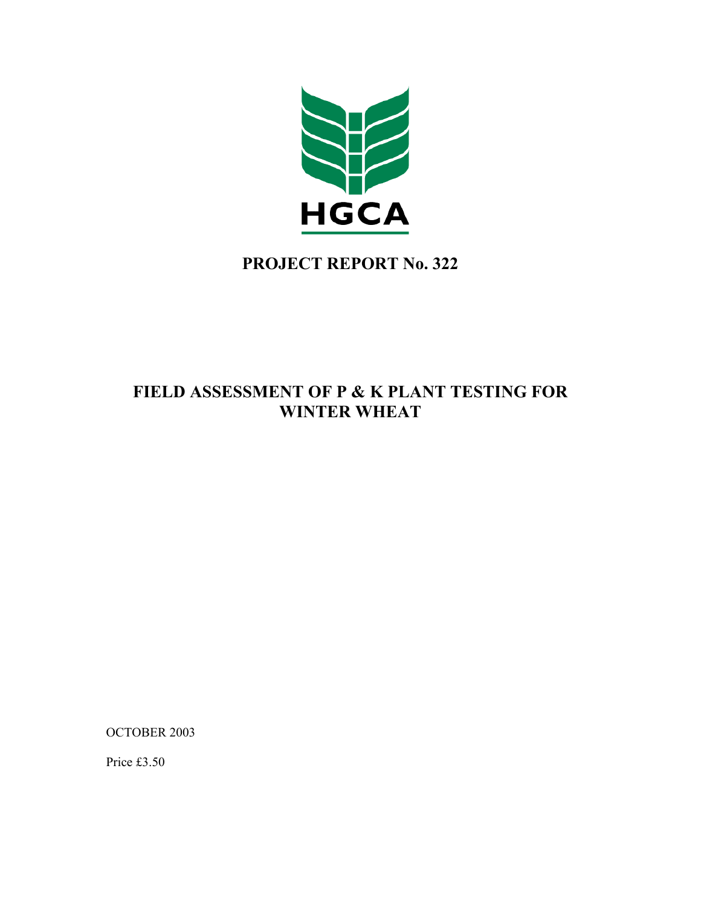HGCA

# PROJECT REPORT No. 322

## FIELD ASSESSMENT OF P & K PLANT TESTING FOR WINTER WHEAT

OCTOBER 2003

Price £3.50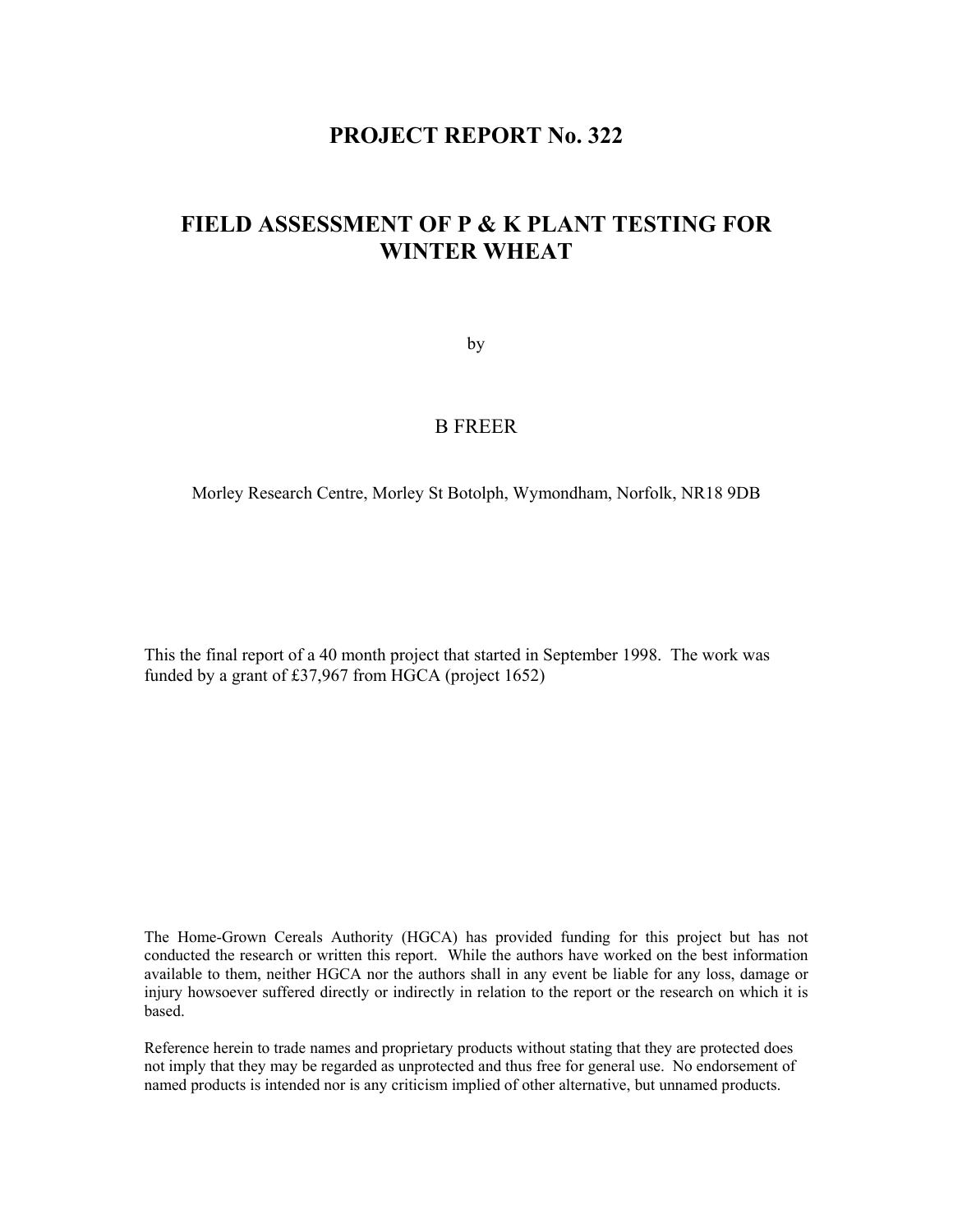# PROJECT REPORT No. 322

# FIELD ASSESSMENT OF P & K PLANT TESTING FOR WINTER WHEAT

by

B FREER

Morley Research Centre, Morley St Botolph, Wymondham, Norfolk, NR18 9DB

This the final report of a 40 month project that started in September 1998. The work was funded by a grant of £37,967 from HGCA (project 1652)

The Home-Grown Cereals Authority (HGCA) has provided funding for this project but has not conducted the research or written this report. While the authors have worked on the best information available to them, neither HGCA nor the authors shall in any event be liable for any loss, damage or injury howsoever suffered directly or indirectly in relation to the report or the research on which it is based.

Reference herein to trade names and proprietary products without stating that they are protected does not imply that they may be regarded as unprotected and thus free for general use. No endorsement of named products is intended nor is any criticism implied of other alternative, but unnamed products.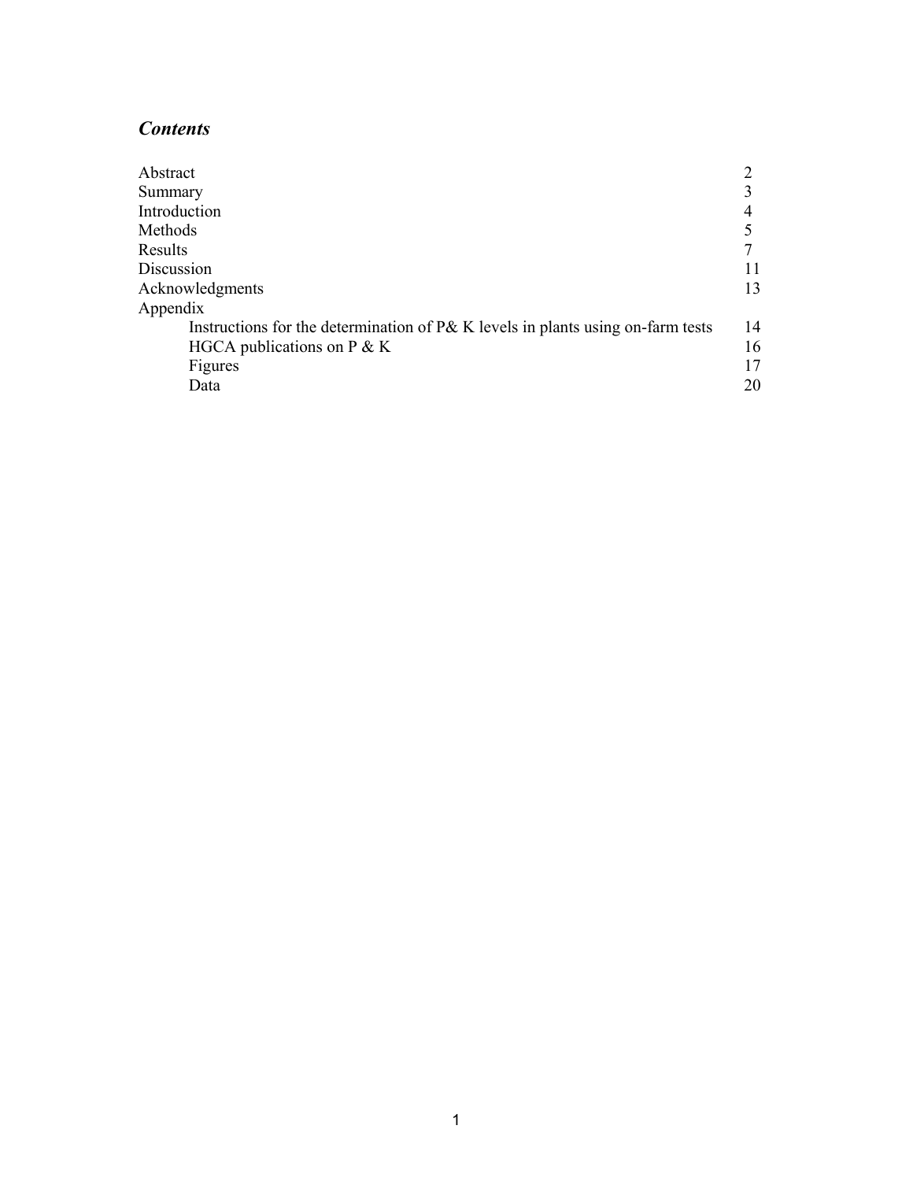## *Contents*

| | |
|---|---|
| Abstract | 2 |
| Summary | 3 |
| Introduction | 4 |
| Methods | 5 |
| Results | 7 |
| Discussion | 11 |
| Acknowledgments | 13 |
| Appendix | |
| Instructions for the determination of P& K levels in plants using on-farm tests | 14 |
| HGCA publications on P & K | 16 |
| Figures | 17 |
| Data | 20 |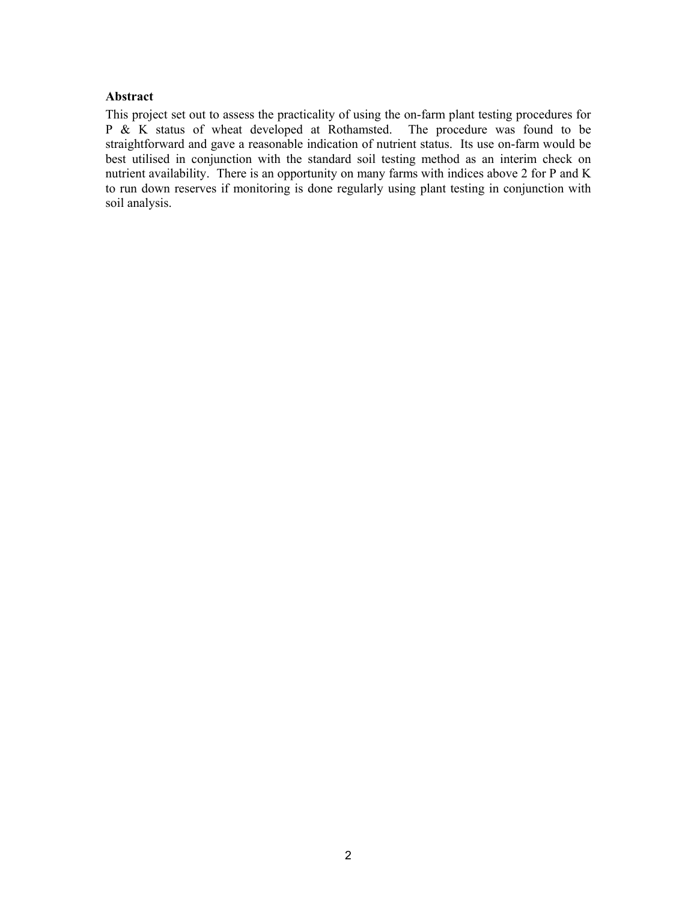**Abstract**

This project set out to assess the practicality of using the on-farm plant testing procedures for P & K status of wheat developed at Rothamsted. The procedure was found to be straightforward and gave a reasonable indication of nutrient status. Its use on-farm would be best utilised in conjunction with the standard soil testing method as an interim check on nutrient availability. There is an opportunity on many farms with indices above 2 for P and K to run down reserves if monitoring is done regularly using plant testing in conjunction with soil analysis.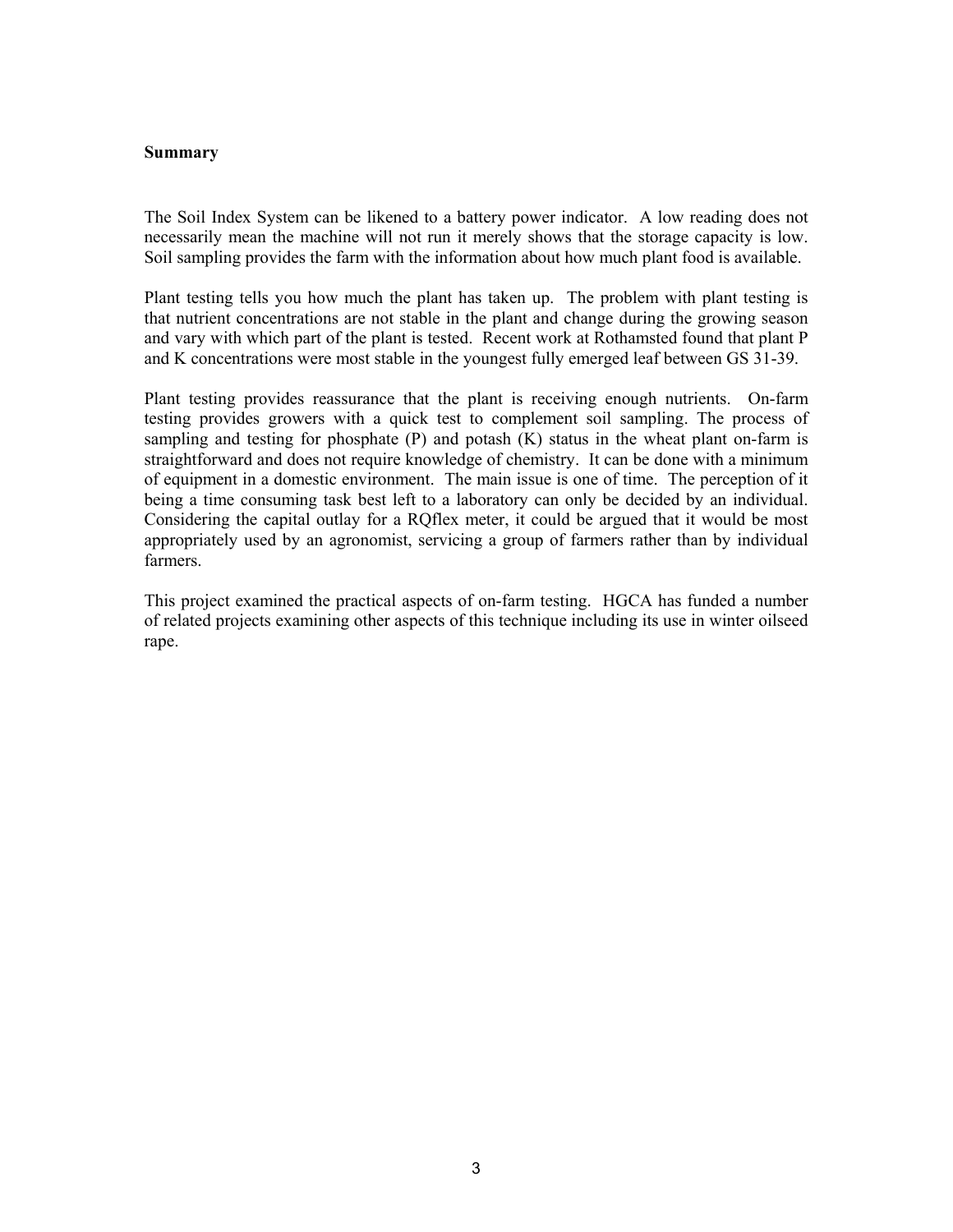**Summary**

The Soil Index System can be likened to a battery power indicator. A low reading does not necessarily mean the machine will not run it merely shows that the storage capacity is low. Soil sampling provides the farm with the information about how much plant food is available.

Plant testing tells you how much the plant has taken up. The problem with plant testing is that nutrient concentrations are not stable in the plant and change during the growing season and vary with which part of the plant is tested. Recent work at Rothamsted found that plant P and K concentrations were most stable in the youngest fully emerged leaf between GS 31-39.

Plant testing provides reassurance that the plant is receiving enough nutrients. On-farm testing provides growers with a quick test to complement soil sampling. The process of sampling and testing for phosphate (P) and potash (K) status in the wheat plant on-farm is straightforward and does not require knowledge of chemistry. It can be done with a minimum of equipment in a domestic environment. The main issue is one of time. The perception of it being a time consuming task best left to a laboratory can only be decided by an individual. Considering the capital outlay for a RQflex meter, it could be argued that it would be most appropriately used by an agronomist, servicing a group of farmers rather than by individual farmers.

This project examined the practical aspects of on-farm testing. HGCA has funded a number of related projects examining other aspects of this technique including its use in winter oilseed rape.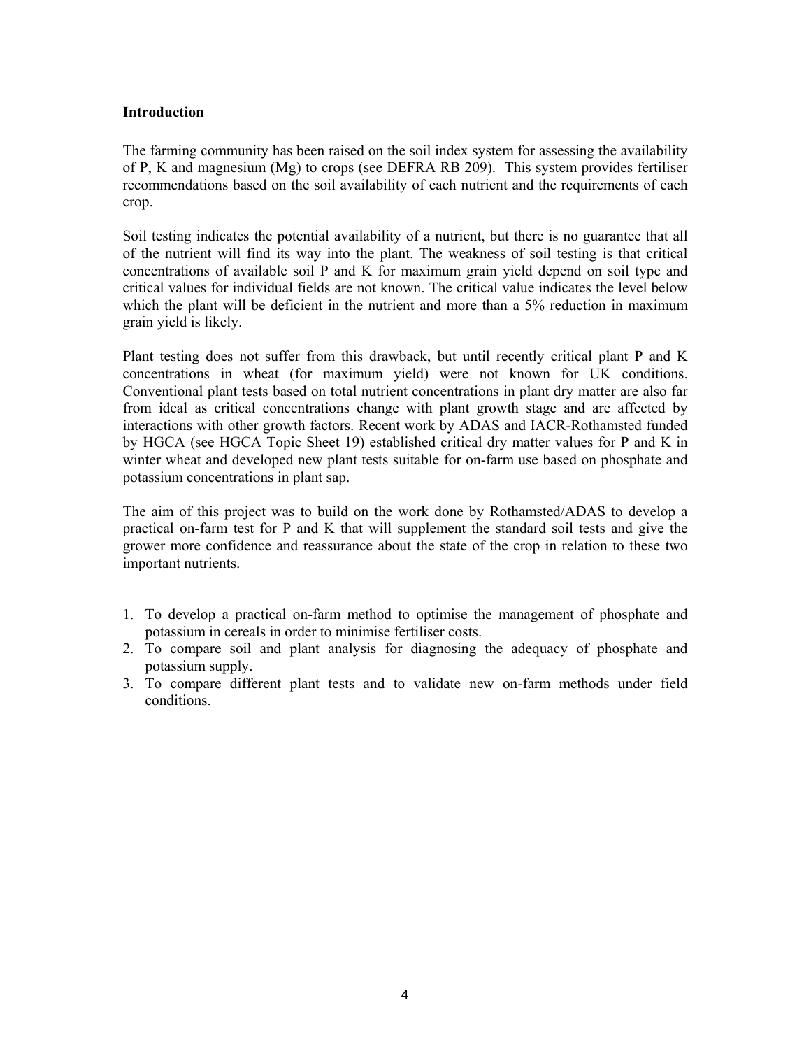## Introduction

The farming community has been raised on the soil index system for assessing the availability of P, K and magnesium (Mg) to crops (see DEFRA RB 209). This system provides fertiliser recommendations based on the soil availability of each nutrient and the requirements of each crop.

Soil testing indicates the potential availability of a nutrient, but there is no guarantee that all of the nutrient will find its way into the plant. The weakness of soil testing is that critical concentrations of available soil P and K for maximum grain yield depend on soil type and critical values for individual fields are not known. The critical value indicates the level below which the plant will be deficient in the nutrient and more than a 5% reduction in maximum grain yield is likely.

Plant testing does not suffer from this drawback, but until recently critical plant P and K concentrations in wheat (for maximum yield) were not known for UK conditions. Conventional plant tests based on total nutrient concentrations in plant dry matter are also far from ideal as critical concentrations change with plant growth stage and are affected by interactions with other growth factors. Recent work by ADAS and IACR-Rothamsted funded by HGCA (see HGCA Topic Sheet 19) established critical dry matter values for P and K in winter wheat and developed new plant tests suitable for on-farm use based on phosphate and potassium concentrations in plant sap.

The aim of this project was to build on the work done by Rothamsted/ADAS to develop a practical on-farm test for P and K that will supplement the standard soil tests and give the grower more confidence and reassurance about the state of the crop in relation to these two important nutrients.

1. To develop a practical on-farm method to optimise the management of phosphate and potassium in cereals in order to minimise fertiliser costs.
2. To compare soil and plant analysis for diagnosing the adequacy of phosphate and potassium supply.
3. To compare different plant tests and to validate new on-farm methods under field conditions.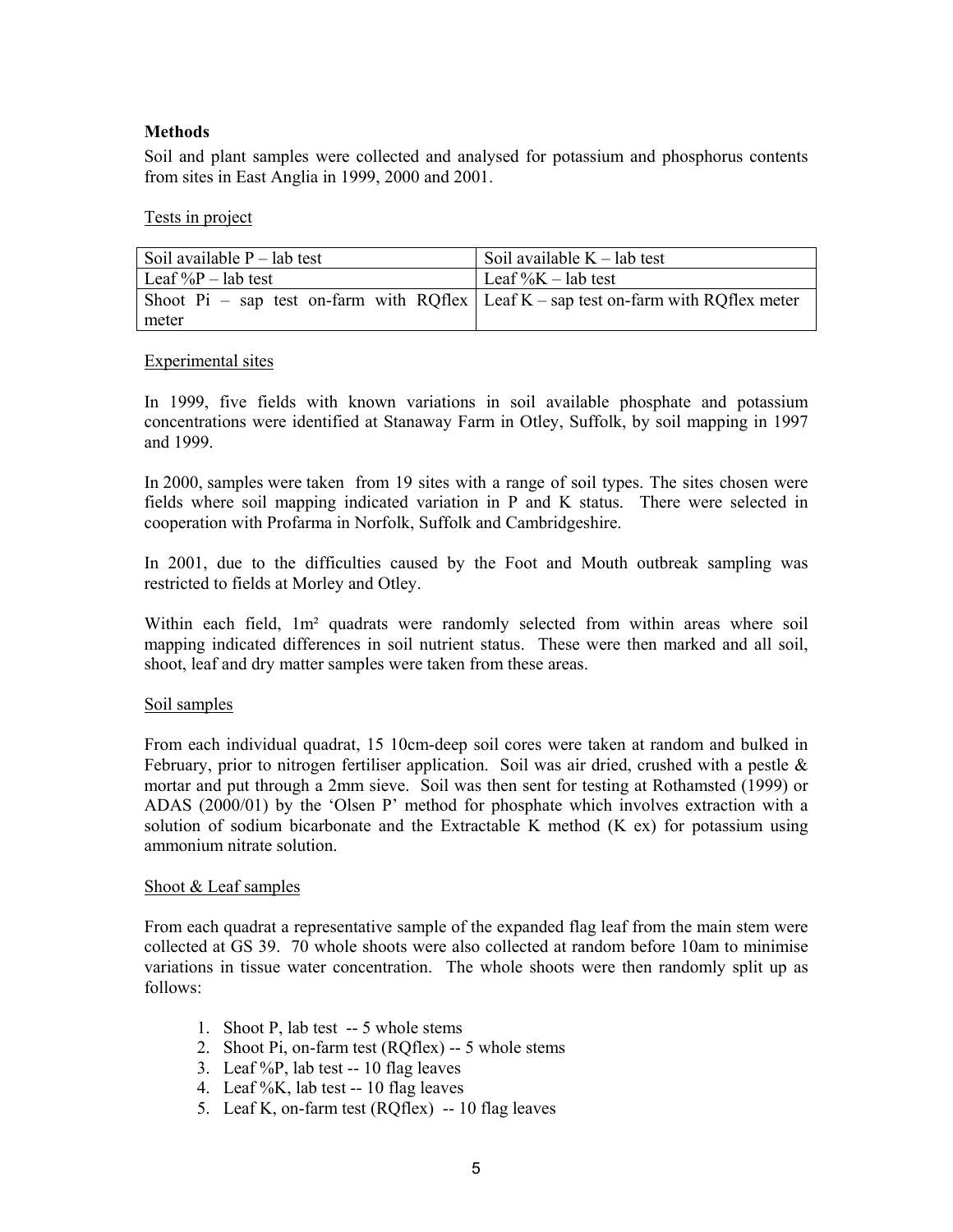## Methods

Soil and plant samples were collected and analysed for potassium and phosphorus contents from sites in East Anglia in 1999, 2000 and 2001.

Tests in project

| | |
|---|---|
| Soil available P – lab test | Soil available K – lab test |
| Leaf %P – lab test | Leaf %K – lab test |
| Shoot Pi – sap test on-farm with RQflex meter | Leaf K – sap test on-farm with RQflex meter |

Experimental sites

In 1999, five fields with known variations in soil available phosphate and potassium concentrations were identified at Stanaway Farm in Otley, Suffolk, by soil mapping in 1997 and 1999.

In 2000, samples were taken from 19 sites with a range of soil types. The sites chosen were fields where soil mapping indicated variation in P and K status. There were selected in cooperation with Profarma in Norfolk, Suffolk and Cambridgeshire.

In 2001, due to the difficulties caused by the Foot and Mouth outbreak sampling was restricted to fields at Morley and Otley.

Within each field, 1m² quadrats were randomly selected from within areas where soil mapping indicated differences in soil nutrient status. These were then marked and all soil, shoot, leaf and dry matter samples were taken from these areas.

Soil samples

From each individual quadrat, 15 10cm-deep soil cores were taken at random and bulked in February, prior to nitrogen fertiliser application. Soil was air dried, crushed with a pestle & mortar and put through a 2mm sieve. Soil was then sent for testing at Rothamsted (1999) or ADAS (2000/01) by the 'Olsen P' method for phosphate which involves extraction with a solution of sodium bicarbonate and the Extractable K method (K ex) for potassium using ammonium nitrate solution.

Shoot & Leaf samples

From each quadrat a representative sample of the expanded flag leaf from the main stem were collected at GS 39. 70 whole shoots were also collected at random before 10am to minimise variations in tissue water concentration. The whole shoots were then randomly split up as follows:

1. Shoot P, lab test -- 5 whole stems
2. Shoot Pi, on-farm test (RQflex) -- 5 whole stems
3. Leaf %P, lab test -- 10 flag leaves
4. Leaf %K, lab test -- 10 flag leaves
5. Leaf K, on-farm test (RQflex) -- 10 flag leaves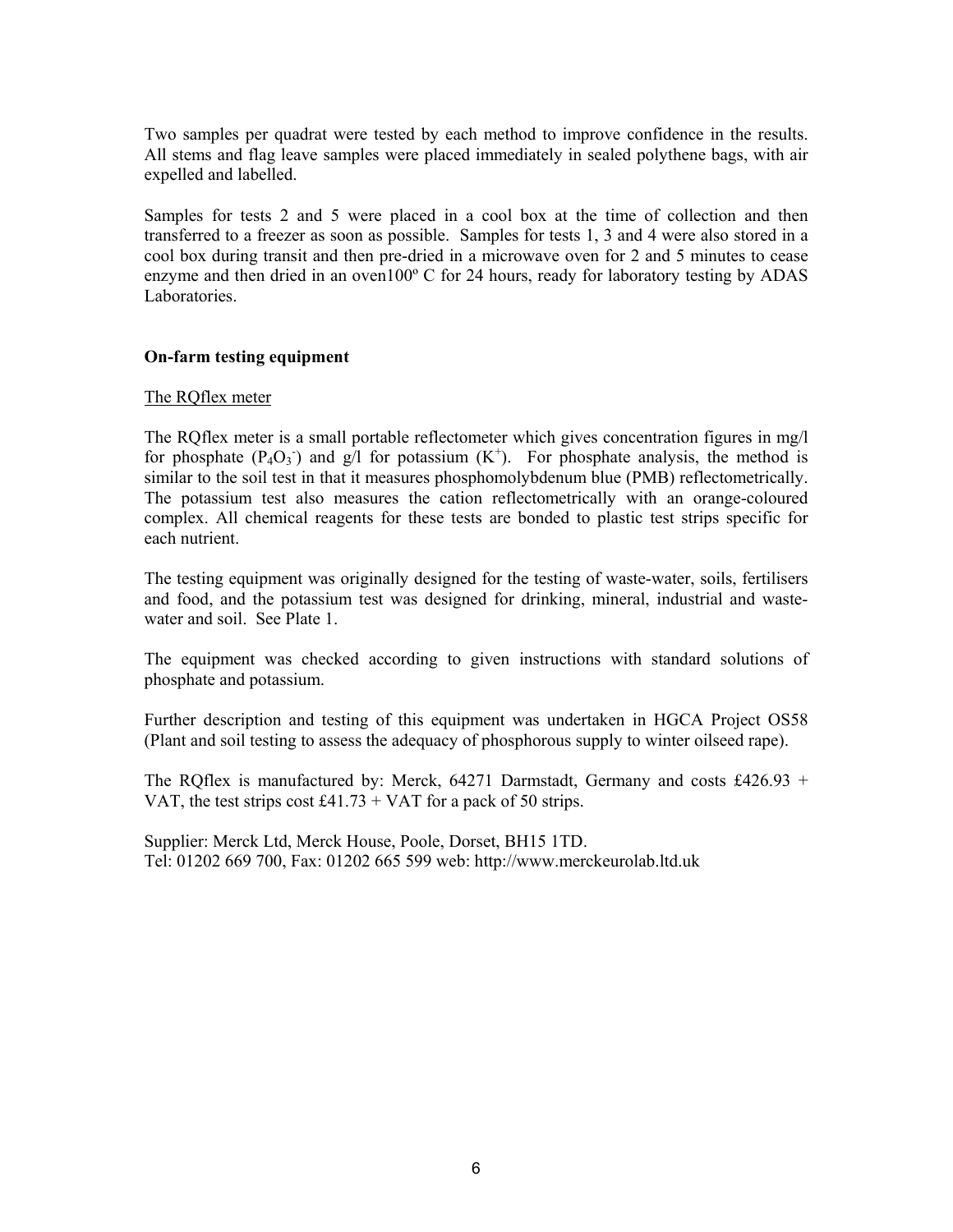Two samples per quadrat were tested by each method to improve confidence in the results. All stems and flag leave samples were placed immediately in sealed polythene bags, with air expelled and labelled.

Samples for tests 2 and 5 were placed in a cool box at the time of collection and then transferred to a freezer as soon as possible. Samples for tests 1, 3 and 4 were also stored in a cool box during transit and then pre-dried in a microwave oven for 2 and 5 minutes to cease enzyme and then dried in an oven100º C for 24 hours, ready for laboratory testing by ADAS Laboratories.

**On-farm testing equipment**

The RQflex meter

The RQflex meter is a small portable reflectometer which gives concentration figures in mg/l for phosphate ($P_4O_3^-$) and g/l for potassium ($K^+$). For phosphate analysis, the method is similar to the soil test in that it measures phosphomolybdenum blue (PMB) reflectometrically. The potassium test also measures the cation reflectometrically with an orange-coloured complex. All chemical reagents for these tests are bonded to plastic test strips specific for each nutrient.

The testing equipment was originally designed for the testing of waste-water, soils, fertilisers and food, and the potassium test was designed for drinking, mineral, industrial and waste-water and soil. See Plate 1.

The equipment was checked according to given instructions with standard solutions of phosphate and potassium.

Further description and testing of this equipment was undertaken in HGCA Project OS58 (Plant and soil testing to assess the adequacy of phosphorous supply to winter oilseed rape).

The RQflex is manufactured by: Merck, 64271 Darmstadt, Germany and costs £426.93 + VAT, the test strips cost £41.73 + VAT for a pack of 50 strips.

Supplier: Merck Ltd, Merck House, Poole, Dorset, BH15 1TD.
Tel: 01202 669 700, Fax: 01202 665 599 web: http://www.merckeurolab.ltd.uk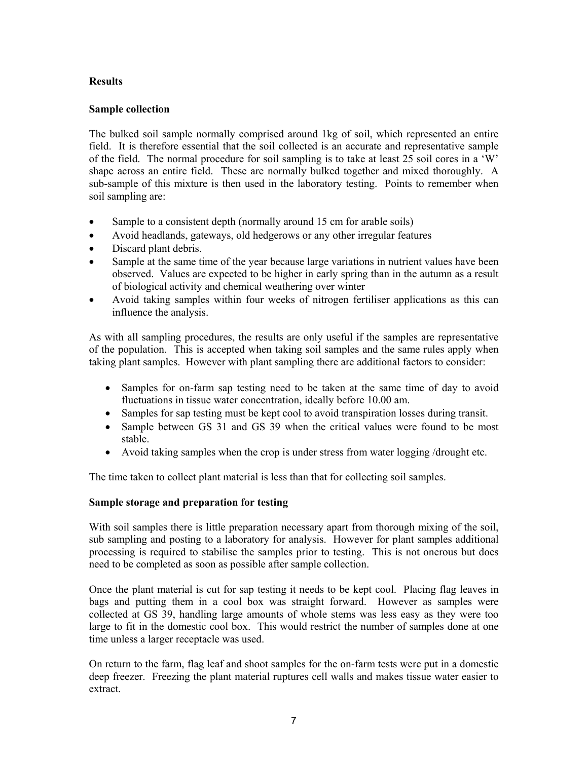## Results

### Sample collection

The bulked soil sample normally comprised around 1kg of soil, which represented an entire field. It is therefore essential that the soil collected is an accurate and representative sample of the field. The normal procedure for soil sampling is to take at least 25 soil cores in a 'W' shape across an entire field. These are normally bulked together and mixed thoroughly. A sub-sample of this mixture is then used in the laboratory testing. Points to remember when soil sampling are:

- Sample to a consistent depth (normally around 15 cm for arable soils)
- Avoid headlands, gateways, old hedgerows or any other irregular features
- Discard plant debris.
- Sample at the same time of the year because large variations in nutrient values have been observed. Values are expected to be higher in early spring than in the autumn as a result of biological activity and chemical weathering over winter
- Avoid taking samples within four weeks of nitrogen fertiliser applications as this can influence the analysis.

As with all sampling procedures, the results are only useful if the samples are representative of the population. This is accepted when taking soil samples and the same rules apply when taking plant samples. However with plant sampling there are additional factors to consider:

- Samples for on-farm sap testing need to be taken at the same time of day to avoid fluctuations in tissue water concentration, ideally before 10.00 am.
- Samples for sap testing must be kept cool to avoid transpiration losses during transit.
- Sample between GS 31 and GS 39 when the critical values were found to be most stable.
- Avoid taking samples when the crop is under stress from water logging /drought etc.

The time taken to collect plant material is less than that for collecting soil samples.

### Sample storage and preparation for testing

With soil samples there is little preparation necessary apart from thorough mixing of the soil, sub sampling and posting to a laboratory for analysis. However for plant samples additional processing is required to stabilise the samples prior to testing. This is not onerous but does need to be completed as soon as possible after sample collection.

Once the plant material is cut for sap testing it needs to be kept cool. Placing flag leaves in bags and putting them in a cool box was straight forward. However as samples were collected at GS 39, handling large amounts of whole stems was less easy as they were too large to fit in the domestic cool box. This would restrict the number of samples done at one time unless a larger receptacle was used.

On return to the farm, flag leaf and shoot samples for the on-farm tests were put in a domestic deep freezer. Freezing the plant material ruptures cell walls and makes tissue water easier to extract.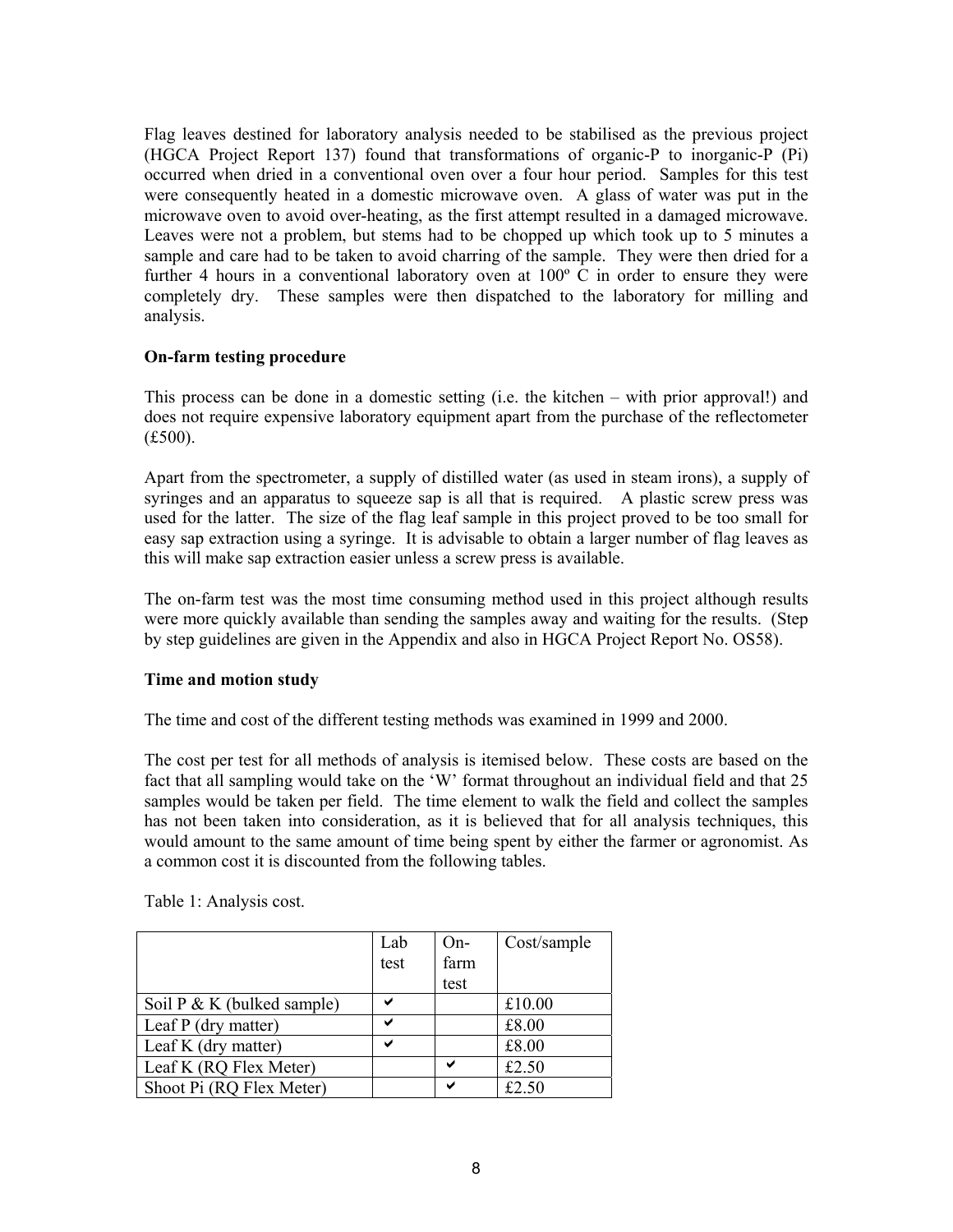Flag leaves destined for laboratory analysis needed to be stabilised as the previous project (HGCA Project Report 137) found that transformations of organic-P to inorganic-P (Pi) occurred when dried in a conventional oven over a four hour period. Samples for this test were consequently heated in a domestic microwave oven. A glass of water was put in the microwave oven to avoid over-heating, as the first attempt resulted in a damaged microwave. Leaves were not a problem, but stems had to be chopped up which took up to 5 minutes a sample and care had to be taken to avoid charring of the sample. They were then dried for a further 4 hours in a conventional laboratory oven at 100º C in order to ensure they were completely dry. These samples were then dispatched to the laboratory for milling and analysis.

**On-farm testing procedure**

This process can be done in a domestic setting (i.e. the kitchen – with prior approval!) and does not require expensive laboratory equipment apart from the purchase of the reflectometer (£500).

Apart from the spectrometer, a supply of distilled water (as used in steam irons), a supply of syringes and an apparatus to squeeze sap is all that is required. A plastic screw press was used for the latter. The size of the flag leaf sample in this project proved to be too small for easy sap extraction using a syringe. It is advisable to obtain a larger number of flag leaves as this will make sap extraction easier unless a screw press is available.

The on-farm test was the most time consuming method used in this project although results were more quickly available than sending the samples away and waiting for the results. (Step by step guidelines are given in the Appendix and also in HGCA Project Report No. OS58).

**Time and motion study**

The time and cost of the different testing methods was examined in 1999 and 2000.

The cost per test for all methods of analysis is itemised below. These costs are based on the fact that all sampling would take on the 'W' format throughout an individual field and that 25 samples would be taken per field. The time element to walk the field and collect the samples has not been taken into consideration, as it is believed that for all analysis techniques, this would amount to the same amount of time being spent by either the farmer or agronomist. As a common cost it is discounted from the following tables.

Table 1: Analysis cost.

| | Lab test | On-farm test | Cost/sample |
|---|---|---|---|
| Soil P & K (bulked sample) | ✔ | | £10.00 |
| Leaf P (dry matter) | ✔ | | £8.00 |
| Leaf K (dry matter) | ✔ | | £8.00 |
| Leaf K (RQ Flex Meter) | | ✔ | £2.50 |
| Shoot Pi (RQ Flex Meter) | | ✔ | £2.50 |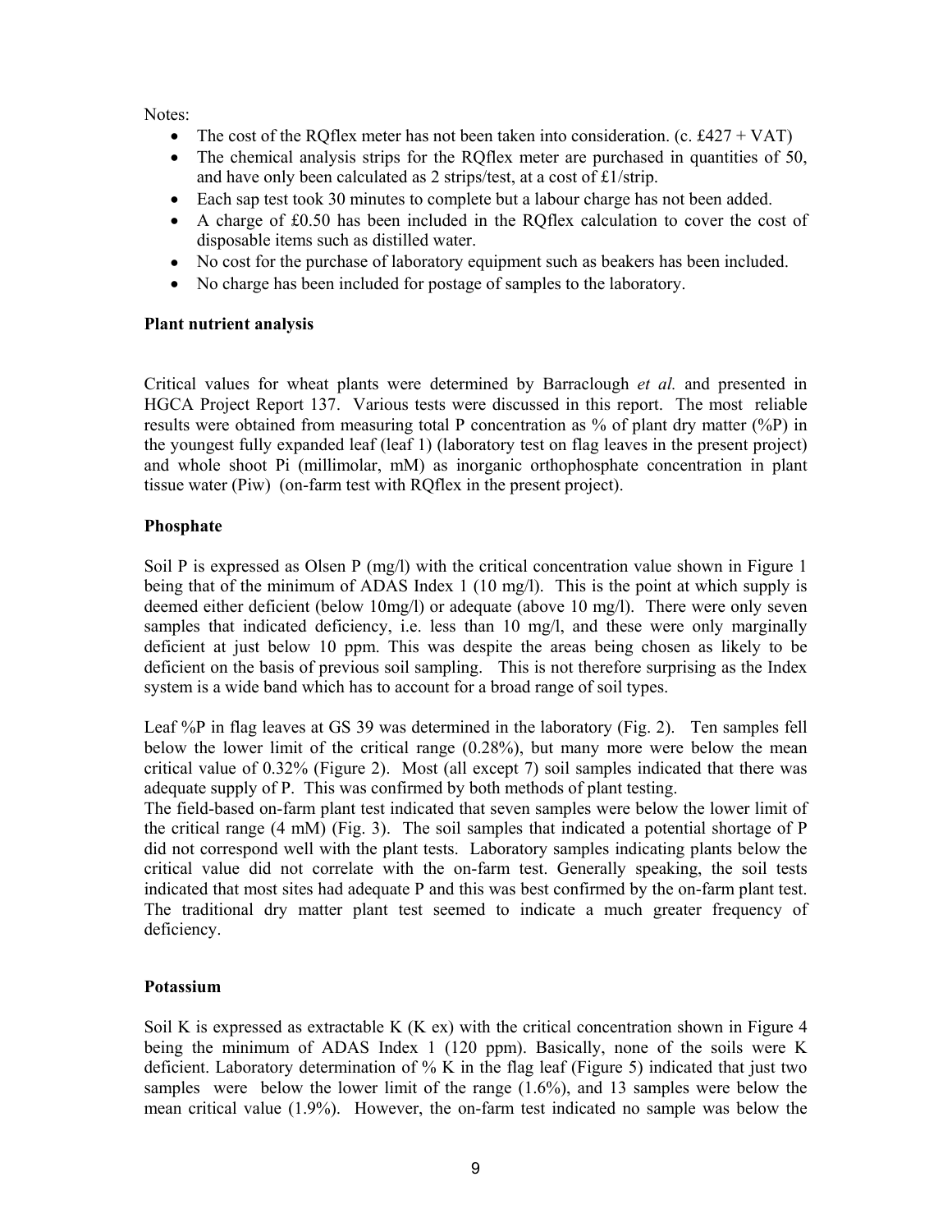Notes:

- The cost of the RQflex meter has not been taken into consideration. (c. £427 + VAT)
- The chemical analysis strips for the RQflex meter are purchased in quantities of 50, and have only been calculated as 2 strips/test, at a cost of £1/strip.
- Each sap test took 30 minutes to complete but a labour charge has not been added.
- A charge of £0.50 has been included in the RQflex calculation to cover the cost of disposable items such as distilled water.
- No cost for the purchase of laboratory equipment such as beakers has been included.
- No charge has been included for postage of samples to the laboratory.

**Plant nutrient analysis**

Critical values for wheat plants were determined by Barraclough *et al.* and presented in HGCA Project Report 137. Various tests were discussed in this report. The most reliable results were obtained from measuring total P concentration as % of plant dry matter (%P) in the youngest fully expanded leaf (leaf 1) (laboratory test on flag leaves in the present project) and whole shoot Pi (millimolar, mM) as inorganic orthophosphate concentration in plant tissue water (Piw) (on-farm test with RQflex in the present project).

**Phosphate**

Soil P is expressed as Olsen P (mg/l) with the critical concentration value shown in Figure 1 being that of the minimum of ADAS Index 1 (10 mg/l). This is the point at which supply is deemed either deficient (below 10mg/l) or adequate (above 10 mg/l). There were only seven samples that indicated deficiency, i.e. less than 10 mg/l, and these were only marginally deficient at just below 10 ppm. This was despite the areas being chosen as likely to be deficient on the basis of previous soil sampling. This is not therefore surprising as the Index system is a wide band which has to account for a broad range of soil types.

Leaf %P in flag leaves at GS 39 was determined in the laboratory (Fig. 2). Ten samples fell below the lower limit of the critical range (0.28%), but many more were below the mean critical value of 0.32% (Figure 2). Most (all except 7) soil samples indicated that there was adequate supply of P. This was confirmed by both methods of plant testing.
The field-based on-farm plant test indicated that seven samples were below the lower limit of the critical range (4 mM) (Fig. 3). The soil samples that indicated a potential shortage of P did not correspond well with the plant tests. Laboratory samples indicating plants below the critical value did not correlate with the on-farm test. Generally speaking, the soil tests indicated that most sites had adequate P and this was best confirmed by the on-farm plant test. The traditional dry matter plant test seemed to indicate a much greater frequency of deficiency.

**Potassium**

Soil K is expressed as extractable K (K ex) with the critical concentration shown in Figure 4 being the minimum of ADAS Index 1 (120 ppm). Basically, none of the soils were K deficient. Laboratory determination of % K in the flag leaf (Figure 5) indicated that just two samples were below the lower limit of the range (1.6%), and 13 samples were below the mean critical value (1.9%). However, the on-farm test indicated no sample was below the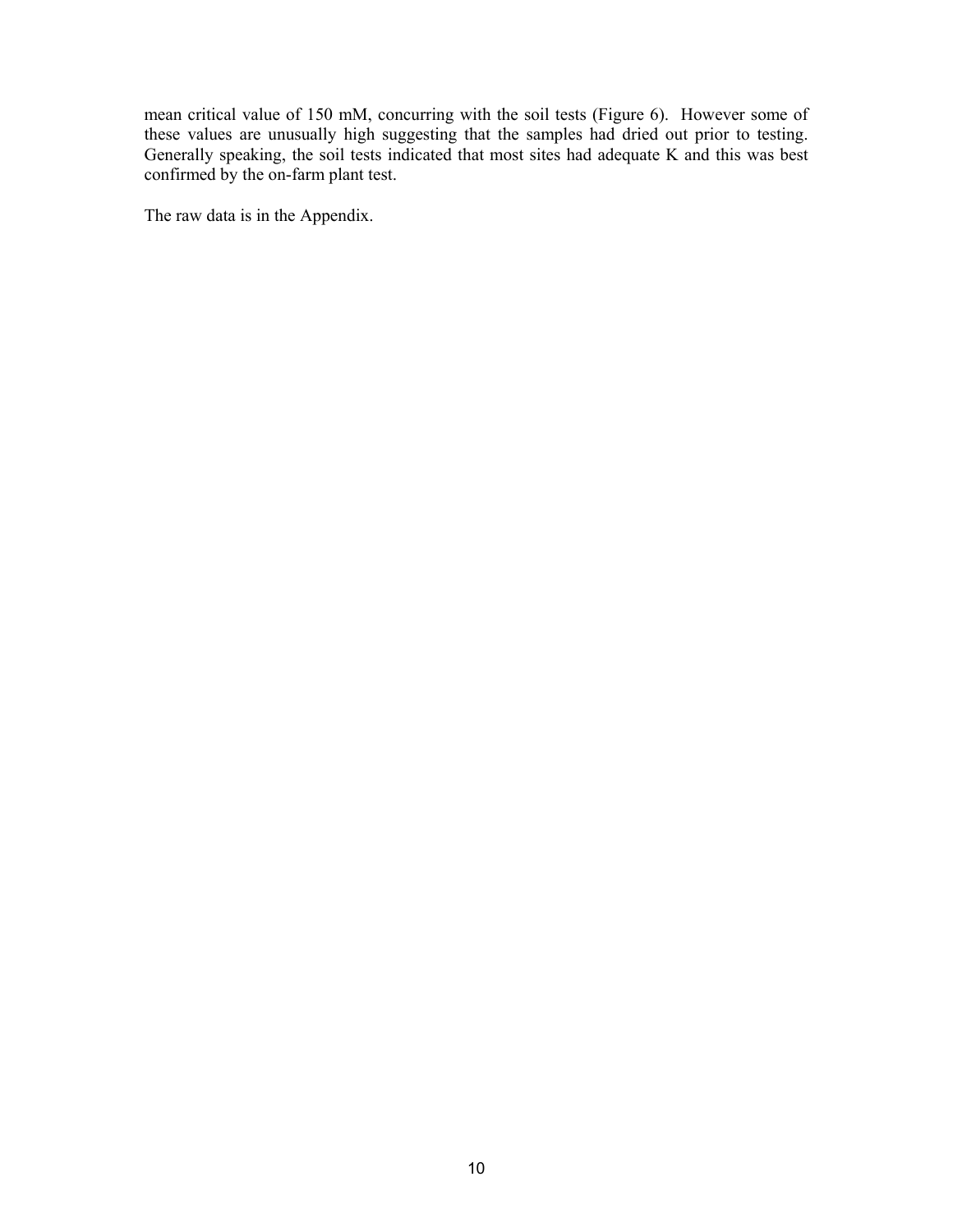mean critical value of 150 mM, concurring with the soil tests (Figure 6). However some of these values are unusually high suggesting that the samples had dried out prior to testing. Generally speaking, the soil tests indicated that most sites had adequate K and this was best confirmed by the on-farm plant test.

The raw data is in the Appendix.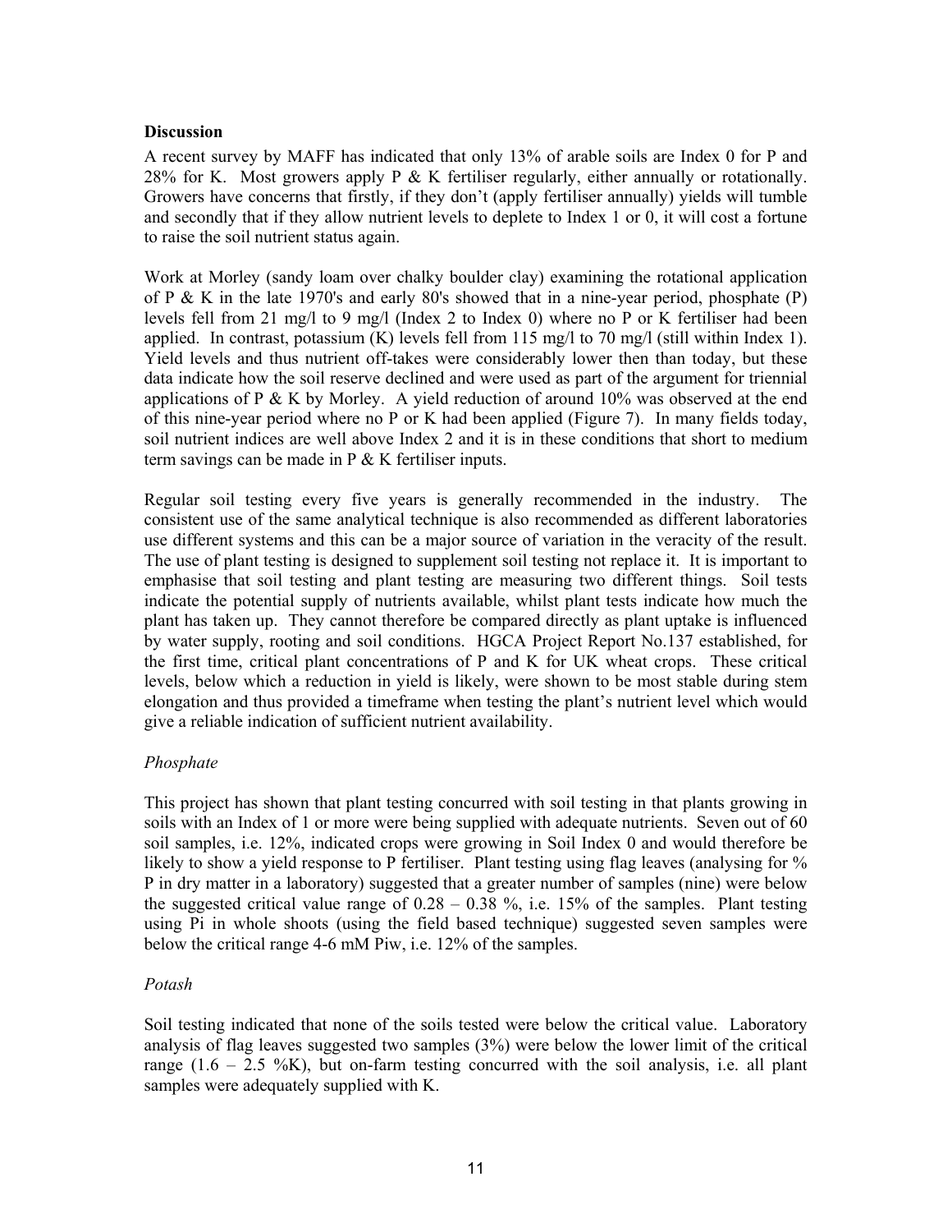## Discussion

A recent survey by MAFF has indicated that only 13% of arable soils are Index 0 for P and 28% for K. Most growers apply P & K fertiliser regularly, either annually or rotationally. Growers have concerns that firstly, if they don't (apply fertiliser annually) yields will tumble and secondly that if they allow nutrient levels to deplete to Index 1 or 0, it will cost a fortune to raise the soil nutrient status again.

Work at Morley (sandy loam over chalky boulder clay) examining the rotational application of P & K in the late 1970's and early 80's showed that in a nine-year period, phosphate (P) levels fell from 21 mg/l to 9 mg/l (Index 2 to Index 0) where no P or K fertiliser had been applied. In contrast, potassium (K) levels fell from 115 mg/l to 70 mg/l (still within Index 1). Yield levels and thus nutrient off-takes were considerably lower then than today, but these data indicate how the soil reserve declined and were used as part of the argument for triennial applications of P & K by Morley. A yield reduction of around 10% was observed at the end of this nine-year period where no P or K had been applied (Figure 7). In many fields today, soil nutrient indices are well above Index 2 and it is in these conditions that short to medium term savings can be made in P & K fertiliser inputs.

Regular soil testing every five years is generally recommended in the industry. The consistent use of the same analytical technique is also recommended as different laboratories use different systems and this can be a major source of variation in the veracity of the result. The use of plant testing is designed to supplement soil testing not replace it. It is important to emphasise that soil testing and plant testing are measuring two different things. Soil tests indicate the potential supply of nutrients available, whilst plant tests indicate how much the plant has taken up. They cannot therefore be compared directly as plant uptake is influenced by water supply, rooting and soil conditions. HGCA Project Report No.137 established, for the first time, critical plant concentrations of P and K for UK wheat crops. These critical levels, below which a reduction in yield is likely, were shown to be most stable during stem elongation and thus provided a timeframe when testing the plant's nutrient level which would give a reliable indication of sufficient nutrient availability.

*Phosphate*

This project has shown that plant testing concurred with soil testing in that plants growing in soils with an Index of 1 or more were being supplied with adequate nutrients. Seven out of 60 soil samples, i.e. 12%, indicated crops were growing in Soil Index 0 and would therefore be likely to show a yield response to P fertiliser. Plant testing using flag leaves (analysing for % P in dry matter in a laboratory) suggested that a greater number of samples (nine) were below the suggested critical value range of 0.28 – 0.38 %, i.e. 15% of the samples. Plant testing using Pi in whole shoots (using the field based technique) suggested seven samples were below the critical range 4-6 mM Piw, i.e. 12% of the samples.

*Potash*

Soil testing indicated that none of the soils tested were below the critical value. Laboratory analysis of flag leaves suggested two samples (3%) were below the lower limit of the critical range (1.6 – 2.5 %K), but on-farm testing concurred with the soil analysis, i.e. all plant samples were adequately supplied with K.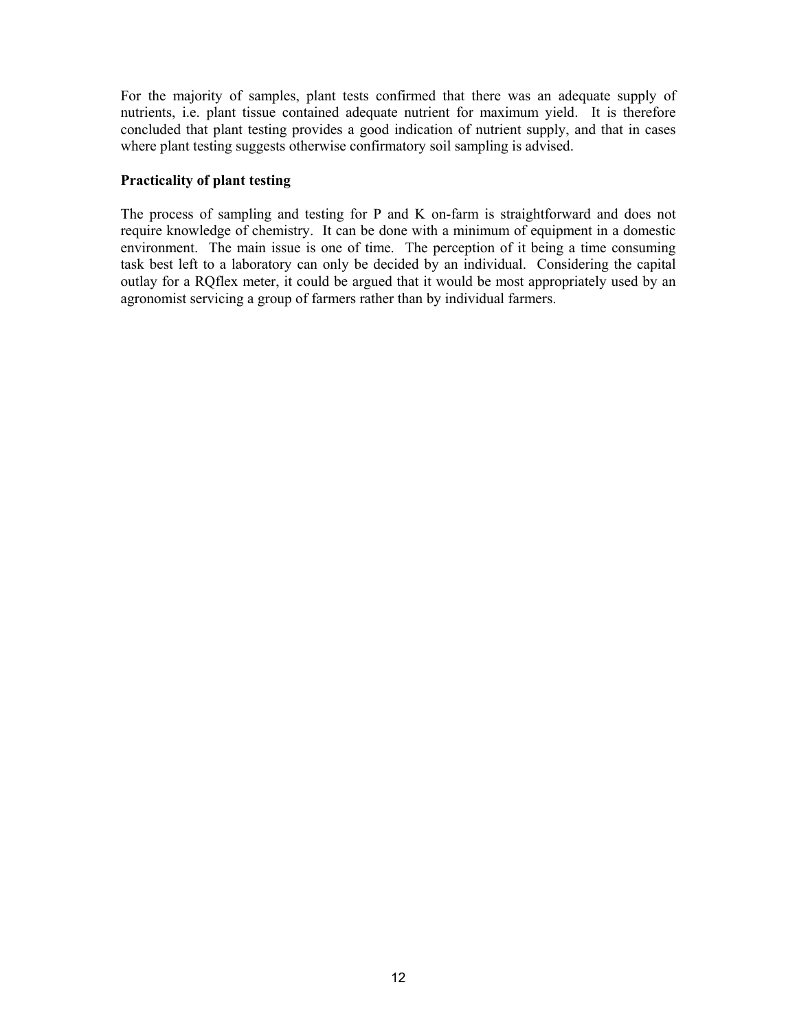For the majority of samples, plant tests confirmed that there was an adequate supply of nutrients, i.e. plant tissue contained adequate nutrient for maximum yield. It is therefore concluded that plant testing provides a good indication of nutrient supply, and that in cases where plant testing suggests otherwise confirmatory soil sampling is advised.

**Practicality of plant testing**

The process of sampling and testing for P and K on-farm is straightforward and does not require knowledge of chemistry. It can be done with a minimum of equipment in a domestic environment. The main issue is one of time. The perception of it being a time consuming task best left to a laboratory can only be decided by an individual. Considering the capital outlay for a RQflex meter, it could be argued that it would be most appropriately used by an agronomist servicing a group of farmers rather than by individual farmers.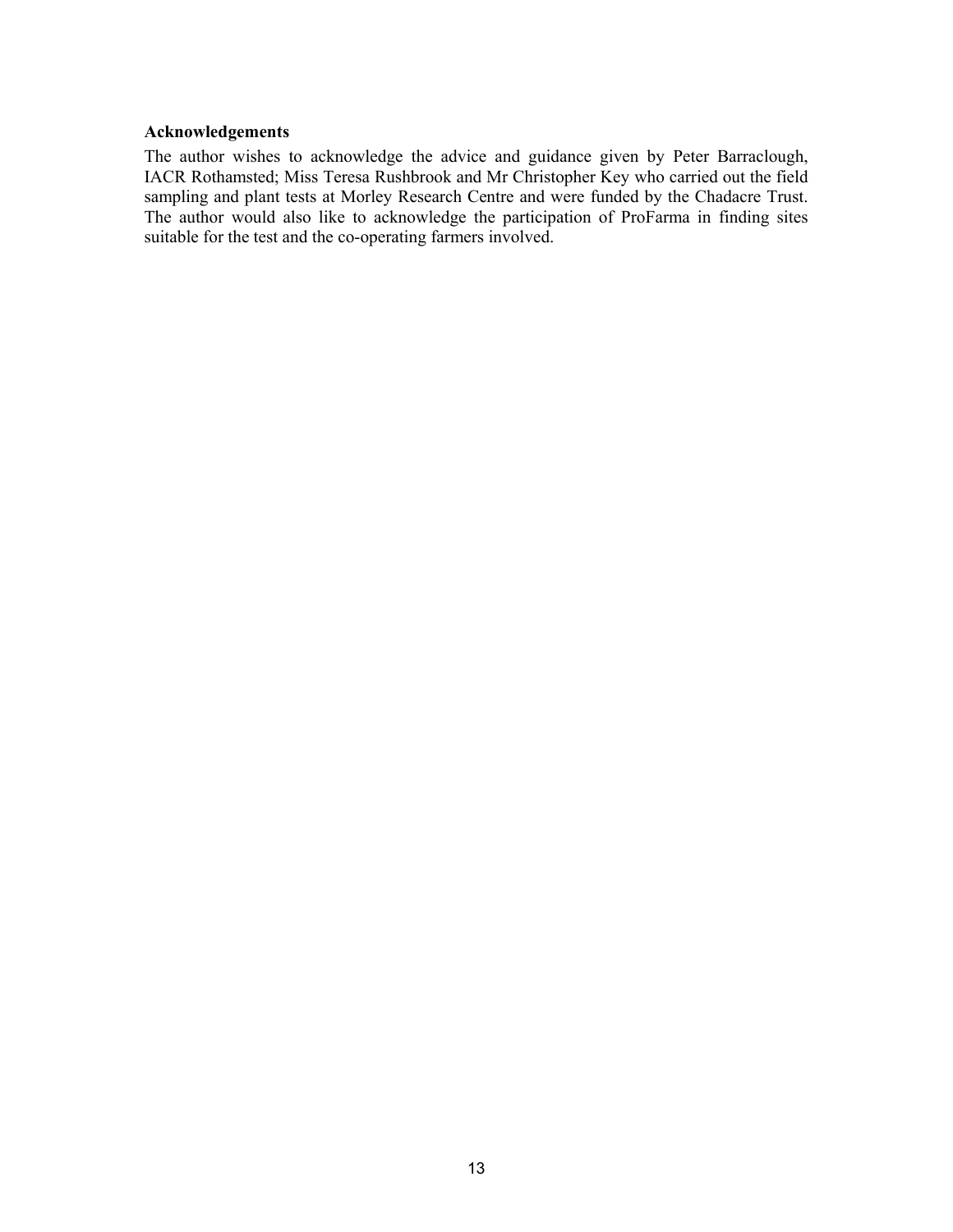## Acknowledgements

The author wishes to acknowledge the advice and guidance given by Peter Barraclough, IACR Rothamsted; Miss Teresa Rushbrook and Mr Christopher Key who carried out the field sampling and plant tests at Morley Research Centre and were funded by the Chadacre Trust. The author would also like to acknowledge the participation of ProFarma in finding sites suitable for the test and the co-operating farmers involved.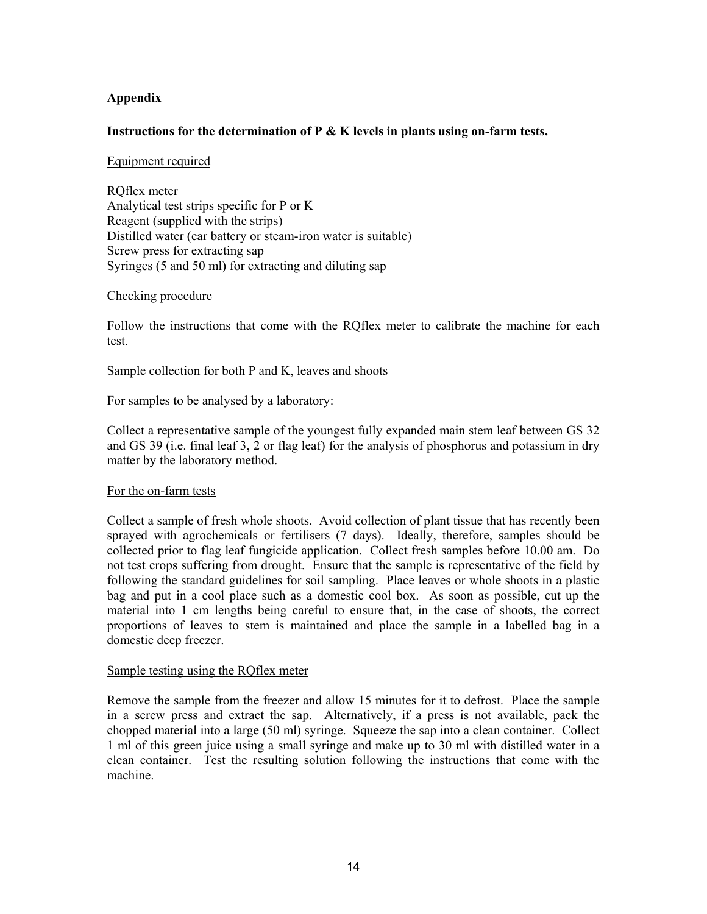## Appendix

### Instructions for the determination of P & K levels in plants using on-farm tests.

<u>Equipment required</u>

RQflex meter
Analytical test strips specific for P or K
Reagent (supplied with the strips)
Distilled water (car battery or steam-iron water is suitable)
Screw press for extracting sap
Syringes (5 and 50 ml) for extracting and diluting sap

<u>Checking procedure</u>

Follow the instructions that come with the RQflex meter to calibrate the machine for each test.

<u>Sample collection for both P and K, leaves and shoots</u>

For samples to be analysed by a laboratory:

Collect a representative sample of the youngest fully expanded main stem leaf between GS 32 and GS 39 (i.e. final leaf 3, 2 or flag leaf) for the analysis of phosphorus and potassium in dry matter by the laboratory method.

<u>For the on-farm tests</u>

Collect a sample of fresh whole shoots. Avoid collection of plant tissue that has recently been sprayed with agrochemicals or fertilisers (7 days). Ideally, therefore, samples should be collected prior to flag leaf fungicide application. Collect fresh samples before 10.00 am. Do not test crops suffering from drought. Ensure that the sample is representative of the field by following the standard guidelines for soil sampling. Place leaves or whole shoots in a plastic bag and put in a cool place such as a domestic cool box. As soon as possible, cut up the material into 1 cm lengths being careful to ensure that, in the case of shoots, the correct proportions of leaves to stem is maintained and place the sample in a labelled bag in a domestic deep freezer.

<u>Sample testing using the RQflex meter</u>

Remove the sample from the freezer and allow 15 minutes for it to defrost. Place the sample in a screw press and extract the sap. Alternatively, if a press is not available, pack the chopped material into a large (50 ml) syringe. Squeeze the sap into a clean container. Collect 1 ml of this green juice using a small syringe and make up to 30 ml with distilled water in a clean container. Test the resulting solution following the instructions that come with the machine.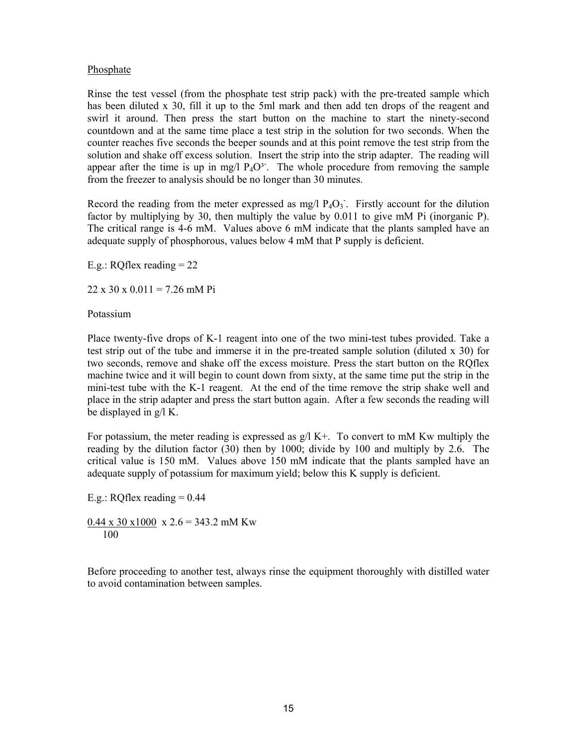## Phosphate

Rinse the test vessel (from the phosphate test strip pack) with the pre-treated sample which has been diluted x 30, fill it up to the 5ml mark and then add ten drops of the reagent and swirl it around. Then press the start button on the machine to start the ninety-second countdown and at the same time place a test strip in the solution for two seconds. When the counter reaches five seconds the beeper sounds and at this point remove the test strip from the solution and shake off excess solution. Insert the strip into the strip adapter. The reading will appear after the time is up in mg/l $P_4O^{3-}$. The whole procedure from removing the sample from the freezer to analysis should be no longer than 30 minutes.

Record the reading from the meter expressed as mg/l $P_4O_3^-$. Firstly account for the dilution factor by multiplying by 30, then multiply the value by 0.011 to give mM Pi (inorganic P). The critical range is 4-6 mM. Values above 6 mM indicate that the plants sampled have an adequate supply of phosphorous, values below 4 mM that P supply is deficient.

E.g.: RQflex reading = 22

$22 \times 30 \times 0.011 = 7.26$ mM Pi

## Potassium

Place twenty-five drops of K-1 reagent into one of the two mini-test tubes provided. Take a test strip out of the tube and immerse it in the pre-treated sample solution (diluted x 30) for two seconds, remove and shake off the excess moisture. Press the start button on the RQflex machine twice and it will begin to count down from sixty, at the same time put the strip in the mini-test tube with the K-1 reagent. At the end of the time remove the strip shake well and place in the strip adapter and press the start button again. After a few seconds the reading will be displayed in g/l K.

For potassium, the meter reading is expressed as g/l $K^+$. To convert to mM Kw multiply the reading by the dilution factor (30) then by 1000; divide by 100 and multiply by 2.6. The critical value is 150 mM. Values above 150 mM indicate that the plants sampled have an adequate supply of potassium for maximum yield; below this K supply is deficient.

E.g.: RQflex reading = 0.44

$$\frac{0.44 \times 30 \times 1000}{100} \times 2.6 = 343.2 \text{ mM Kw}$$

Before proceeding to another test, always rinse the equipment thoroughly with distilled water to avoid contamination between samples.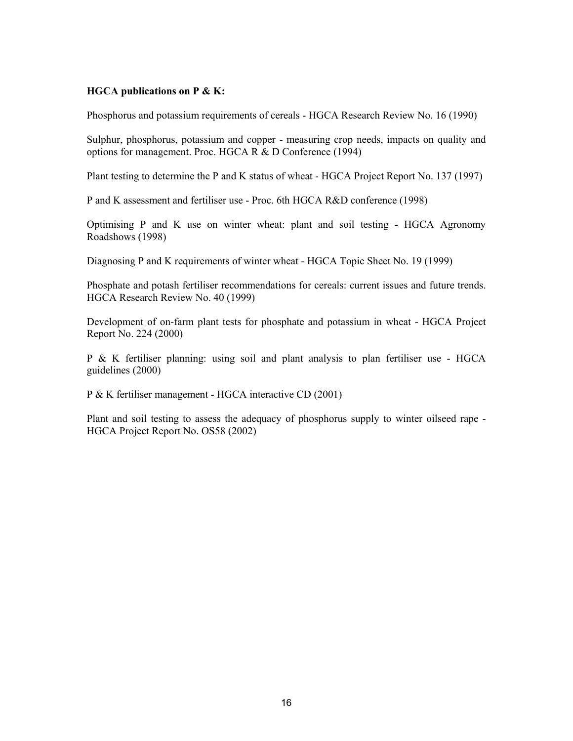**HGCA publications on P & K:**

Phosphorus and potassium requirements of cereals - HGCA Research Review No. 16 (1990)

Sulphur, phosphorus, potassium and copper - measuring crop needs, impacts on quality and options for management. Proc. HGCA R & D Conference (1994)

Plant testing to determine the P and K status of wheat - HGCA Project Report No. 137 (1997)

P and K assessment and fertiliser use - Proc. 6th HGCA R&D conference (1998)

Optimising P and K use on winter wheat: plant and soil testing - HGCA Agronomy Roadshows (1998)

Diagnosing P and K requirements of winter wheat - HGCA Topic Sheet No. 19 (1999)

Phosphate and potash fertiliser recommendations for cereals: current issues and future trends. HGCA Research Review No. 40 (1999)

Development of on-farm plant tests for phosphate and potassium in wheat - HGCA Project Report No. 224 (2000)

P & K fertiliser planning: using soil and plant analysis to plan fertiliser use - HGCA guidelines (2000)

P & K fertiliser management - HGCA interactive CD (2001)

Plant and soil testing to assess the adequacy of phosphorus supply to winter oilseed rape - HGCA Project Report No. OS58 (2002)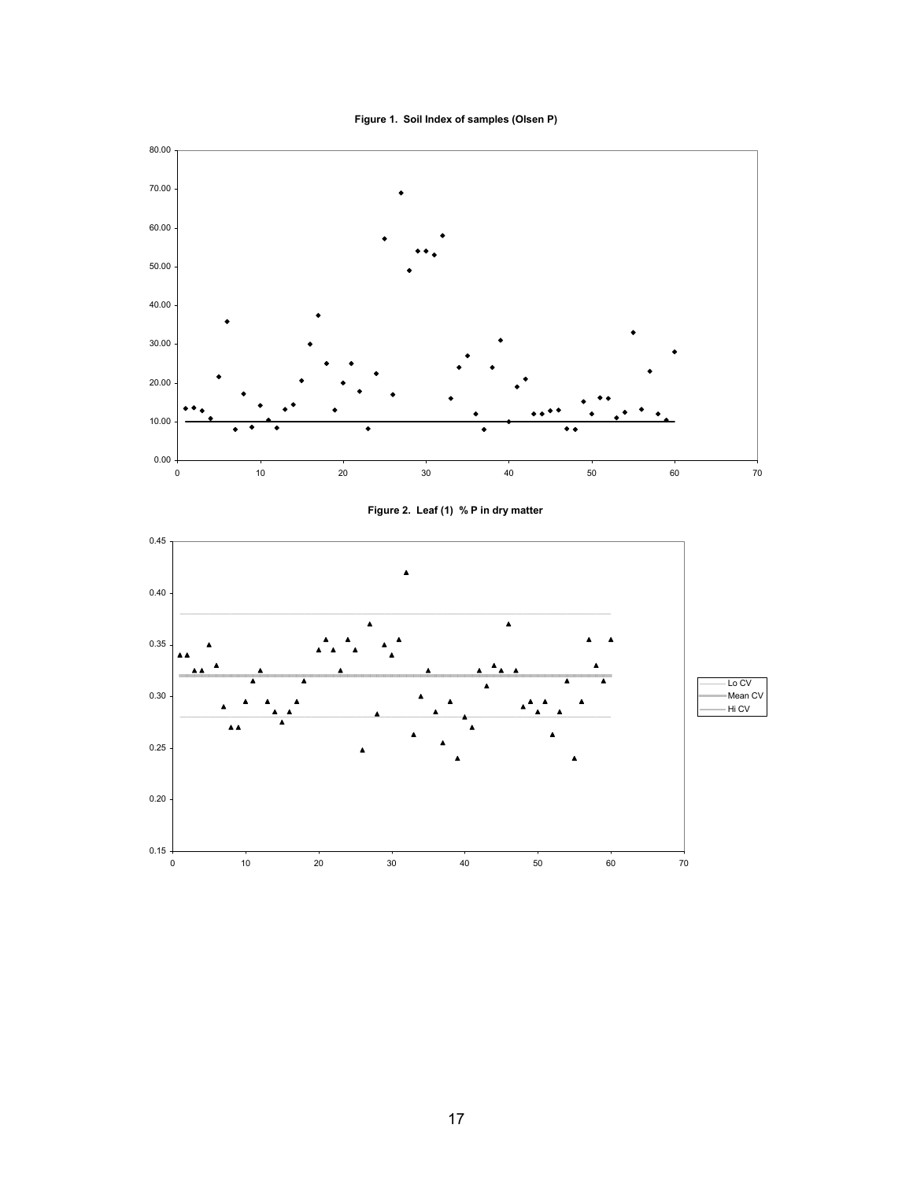**Figure 1. Soil Index of samples (Olsen P)**

**Figure 2. Leaf (1) % P in dry matter**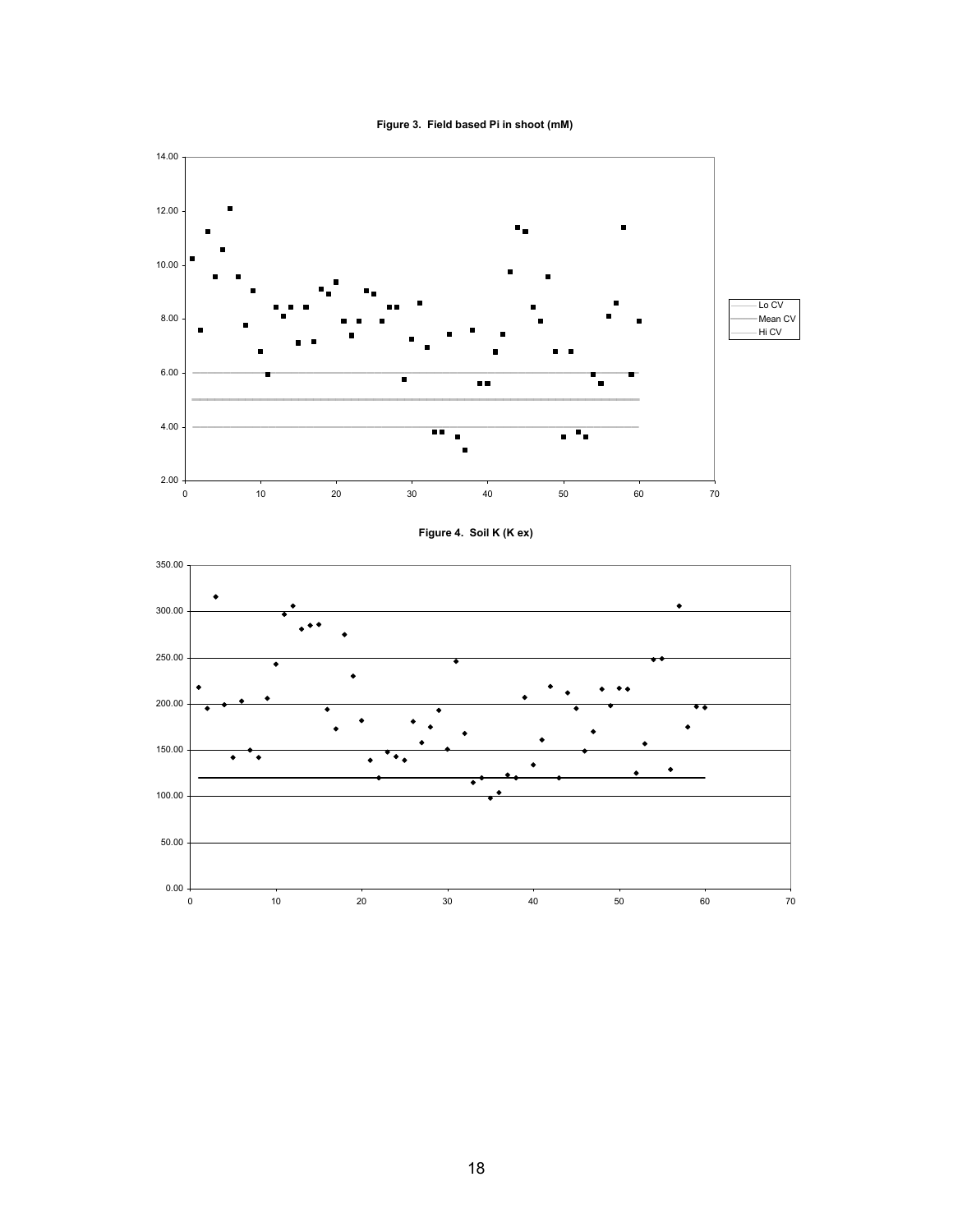**Figure 3. Field based Pi in shoot (mM)**

**Figure 4. Soil K (K ex)**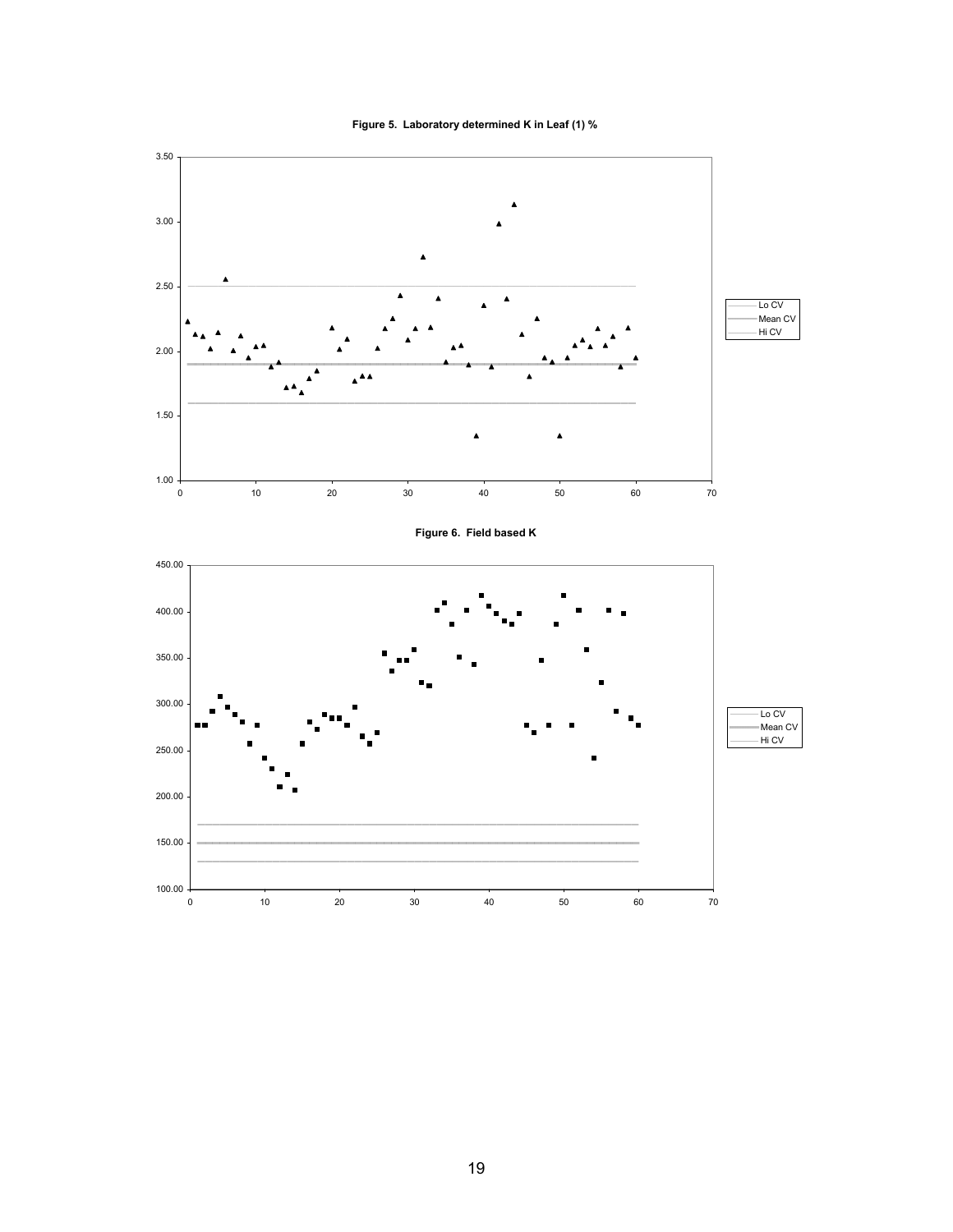**Figure 5. Laboratory determined K in Leaf (1) %**

**Figure 6. Field based K**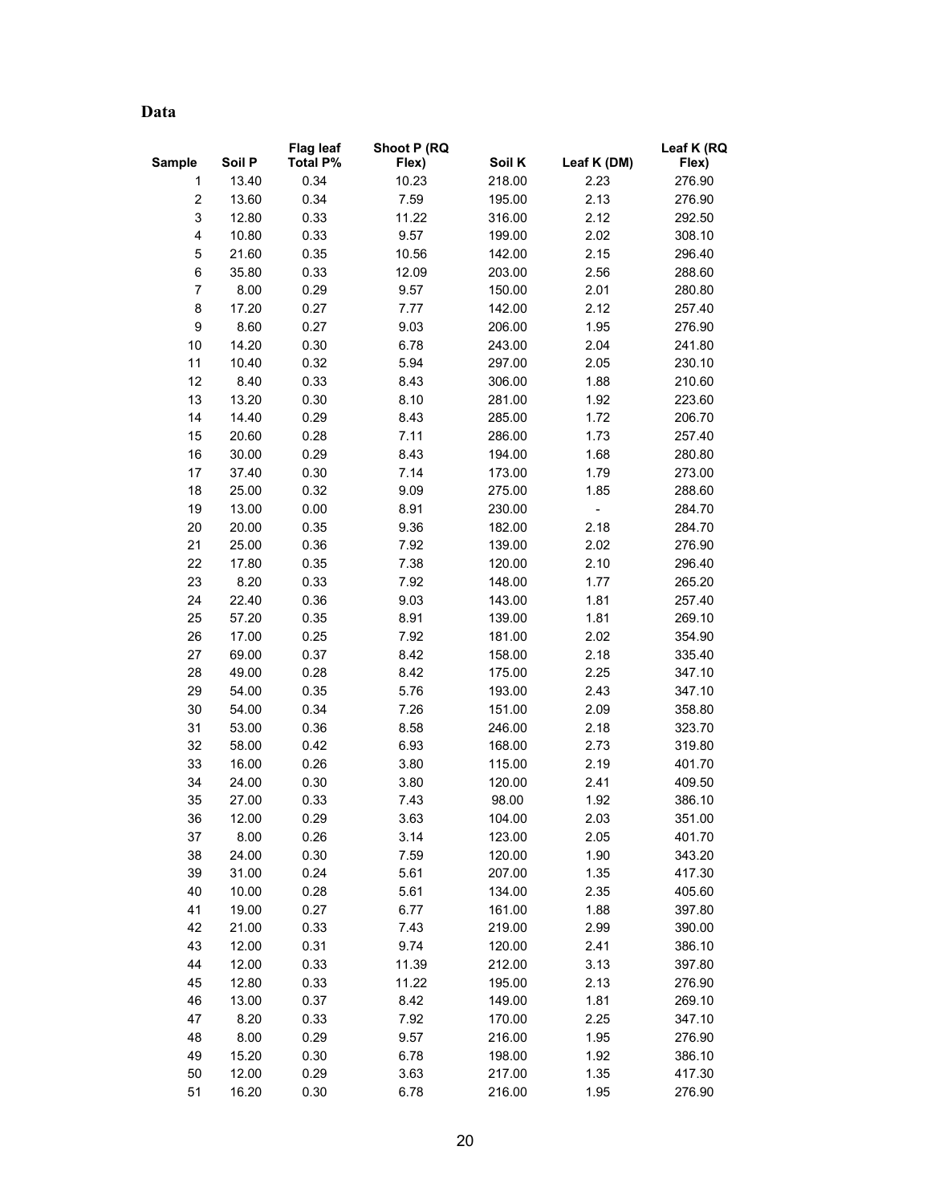## Data

| Sample | Soil P | Flag leaf Total P% | Shoot P (RQ Flex) | Soil K | Leaf K (DM) | Leaf K (RQ Flex) |
|---|---|---|---|---|---|---|
| 1 | 13.40 | 0.34 | 10.23 | 218.00 | 2.23 | 276.90 |
| 2 | 13.60 | 0.34 | 7.59 | 195.00 | 2.13 | 276.90 |
| 3 | 12.80 | 0.33 | 11.22 | 316.00 | 2.12 | 292.50 |
| 4 | 10.80 | 0.33 | 9.57 | 199.00 | 2.02 | 308.10 |
| 5 | 21.60 | 0.35 | 10.56 | 142.00 | 2.15 | 296.40 |
| 6 | 35.80 | 0.33 | 12.09 | 203.00 | 2.56 | 288.60 |
| 7 | 8.00 | 0.29 | 9.57 | 150.00 | 2.01 | 280.80 |
| 8 | 17.20 | 0.27 | 7.77 | 142.00 | 2.12 | 257.40 |
| 9 | 8.60 | 0.27 | 9.03 | 206.00 | 1.95 | 276.90 |
| 10 | 14.20 | 0.30 | 6.78 | 243.00 | 2.04 | 241.80 |
| 11 | 10.40 | 0.32 | 5.94 | 297.00 | 2.05 | 230.10 |
| 12 | 8.40 | 0.33 | 8.43 | 306.00 | 1.88 | 210.60 |
| 13 | 13.20 | 0.30 | 8.10 | 281.00 | 1.92 | 223.60 |
| 14 | 14.40 | 0.29 | 8.43 | 285.00 | 1.72 | 206.70 |
| 15 | 20.60 | 0.28 | 7.11 | 286.00 | 1.73 | 257.40 |
| 16 | 30.00 | 0.29 | 8.43 | 194.00 | 1.68 | 280.80 |
| 17 | 37.40 | 0.30 | 7.14 | 173.00 | 1.79 | 273.00 |
| 18 | 25.00 | 0.32 | 9.09 | 275.00 | 1.85 | 288.60 |
| 19 | 13.00 | 0.00 | 8.91 | 230.00 | - | 284.70 |
| 20 | 20.00 | 0.35 | 9.36 | 182.00 | 2.18 | 284.70 |
| 21 | 25.00 | 0.36 | 7.92 | 139.00 | 2.02 | 276.90 |
| 22 | 17.80 | 0.35 | 7.38 | 120.00 | 2.10 | 296.40 |
| 23 | 8.20 | 0.33 | 7.92 | 148.00 | 1.77 | 265.20 |
| 24 | 22.40 | 0.36 | 9.03 | 143.00 | 1.81 | 257.40 |
| 25 | 57.20 | 0.35 | 8.91 | 139.00 | 1.81 | 269.10 |
| 26 | 17.00 | 0.25 | 7.92 | 181.00 | 2.02 | 354.90 |
| 27 | 69.00 | 0.37 | 8.42 | 158.00 | 2.18 | 335.40 |
| 28 | 49.00 | 0.28 | 8.42 | 175.00 | 2.25 | 347.10 |
| 29 | 54.00 | 0.35 | 5.76 | 193.00 | 2.43 | 347.10 |
| 30 | 54.00 | 0.34 | 7.26 | 151.00 | 2.09 | 358.80 |
| 31 | 53.00 | 0.36 | 8.58 | 246.00 | 2.18 | 323.70 |
| 32 | 58.00 | 0.42 | 6.93 | 168.00 | 2.73 | 319.80 |
| 33 | 16.00 | 0.26 | 3.80 | 115.00 | 2.19 | 401.70 |
| 34 | 24.00 | 0.30 | 3.80 | 120.00 | 2.41 | 409.50 |
| 35 | 27.00 | 0.33 | 7.43 | 98.00 | 1.92 | 386.10 |
| 36 | 12.00 | 0.29 | 3.63 | 104.00 | 2.03 | 351.00 |
| 37 | 8.00 | 0.26 | 3.14 | 123.00 | 2.05 | 401.70 |
| 38 | 24.00 | 0.30 | 7.59 | 120.00 | 1.90 | 343.20 |
| 39 | 31.00 | 0.24 | 5.61 | 207.00 | 1.35 | 417.30 |
| 40 | 10.00 | 0.28 | 5.61 | 134.00 | 2.35 | 405.60 |
| 41 | 19.00 | 0.27 | 6.77 | 161.00 | 1.88 | 397.80 |
| 42 | 21.00 | 0.33 | 7.43 | 219.00 | 2.99 | 390.00 |
| 43 | 12.00 | 0.31 | 9.74 | 120.00 | 2.41 | 386.10 |
| 44 | 12.00 | 0.33 | 11.39 | 212.00 | 3.13 | 397.80 |
| 45 | 12.80 | 0.33 | 11.22 | 195.00 | 2.13 | 276.90 |
| 46 | 13.00 | 0.37 | 8.42 | 149.00 | 1.81 | 269.10 |
| 47 | 8.20 | 0.33 | 7.92 | 170.00 | 2.25 | 347.10 |
| 48 | 8.00 | 0.29 | 9.57 | 216.00 | 1.95 | 276.90 |
| 49 | 15.20 | 0.30 | 6.78 | 198.00 | 1.92 | 386.10 |
| 50 | 12.00 | 0.29 | 3.63 | 217.00 | 1.35 | 417.30 |
| 51 | 16.20 | 0.30 | 6.78 | 216.00 | 1.95 | 276.90 |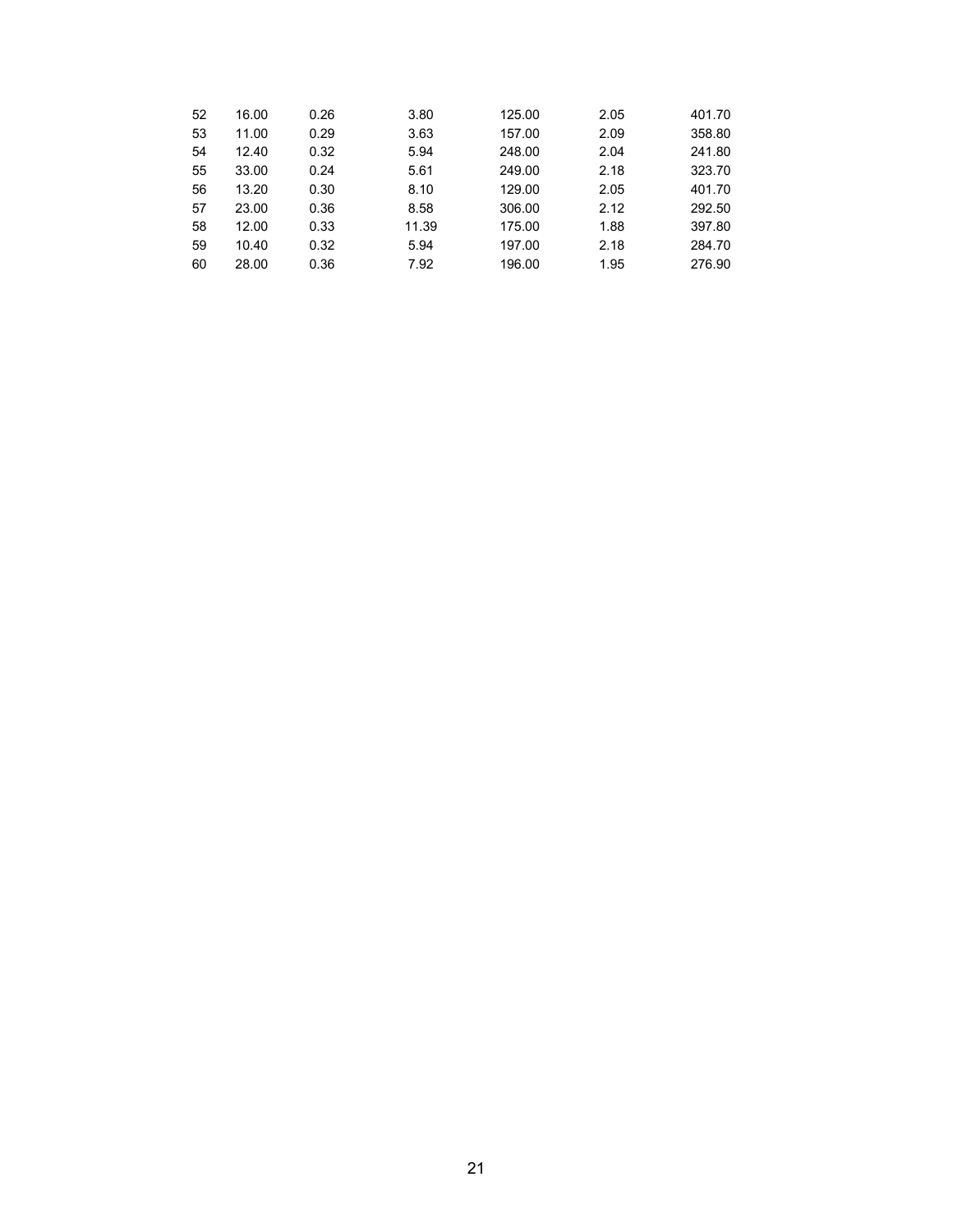| | | | | | | |
|---|---|---|---|---|---|---|
| 52 | 16.00 | 0.26 | 3.80 | 125.00 | 2.05 | 401.70 |
| 53 | 11.00 | 0.29 | 3.63 | 157.00 | 2.09 | 358.80 |
| 54 | 12.40 | 0.32 | 5.94 | 248.00 | 2.04 | 241.80 |
| 55 | 33.00 | 0.24 | 5.61 | 249.00 | 2.18 | 323.70 |
| 56 | 13.20 | 0.30 | 8.10 | 129.00 | 2.05 | 401.70 |
| 57 | 23.00 | 0.36 | 8.58 | 306.00 | 2.12 | 292.50 |
| 58 | 12.00 | 0.33 | 11.39 | 175.00 | 1.88 | 397.80 |
| 59 | 10.40 | 0.32 | 5.94 | 197.00 | 2.18 | 284.70 |
| 60 | 28.00 | 0.36 | 7.92 | 196.00 | 1.95 | 276.90 |